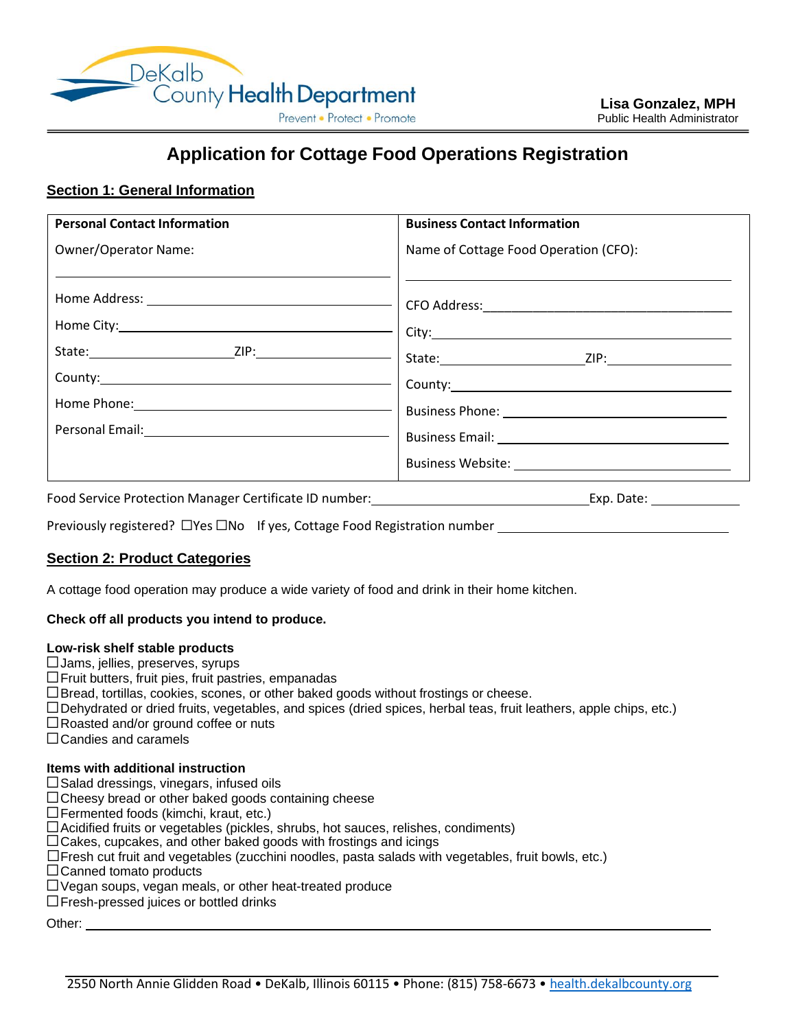DeKalb County Health Department

Prevent • Protect • Promote

**Lisa Gonzalez, MPH**
Public Health Administrator

# Application for Cottage Food Operations Registration

## Section 1: General Information

| **Personal Contact Information** | **Business Contact Information** |
| --- | --- |
| Owner/Operator Name: ______________________ | Name of Cottage Food Operation (CFO): ______________________ |
| Home Address: ______________________ | CFO Address: ______________________ |
| Home City: ______________________ | City: ______________________ |
| State: __________ ZIP: __________ | State: __________ ZIP: __________ |
| County: ______________________ | County: ______________________ |
| Home Phone: ______________________ | Business Phone: ______________________ |
| Personal Email: ______________________ | Business Email: ______________________ |
| | Business Website: ______________________ |

Food Service Protection Manager Certificate ID number: ______________________ Exp. Date: __________

Previously registered? ☐Yes ☐No If yes, Cottage Food Registration number ______________________

## Section 2: Product Categories

A cottage food operation may produce a wide variety of food and drink in their home kitchen.

**Check off all products you intend to produce.**

**Low-risk shelf stable products**

- ☐ Jams, jellies, preserves, syrups
- ☐ Fruit butters, fruit pies, fruit pastries, empanadas
- ☐ Bread, tortillas, cookies, scones, or other baked goods without frostings or cheese.
- ☐ Dehydrated or dried fruits, vegetables, and spices (dried spices, herbal teas, fruit leathers, apple chips, etc.)
- ☐ Roasted and/or ground coffee or nuts
- ☐ Candies and caramels

**Items with additional instruction**

- ☐ Salad dressings, vinegars, infused oils
- ☐ Cheesy bread or other baked goods containing cheese
- ☐ Fermented foods (kimchi, kraut, etc.)
- ☐ Acidified fruits or vegetables (pickles, shrubs, hot sauces, relishes, condiments)
- ☐ Cakes, cupcakes, and other baked goods with frostings and icings
- ☐ Fresh cut fruit and vegetables (zucchini noodles, pasta salads with vegetables, fruit bowls, etc.)
- ☐ Canned tomato products
- ☐ Vegan soups, vegan meals, or other heat-treated produce
- ☐ Fresh-pressed juices or bottled drinks

Other: ______________________________________________

2550 North Annie Glidden Road • DeKalb, Illinois 60115 • Phone: (815) 758-6673 • health.dekalbcounty.org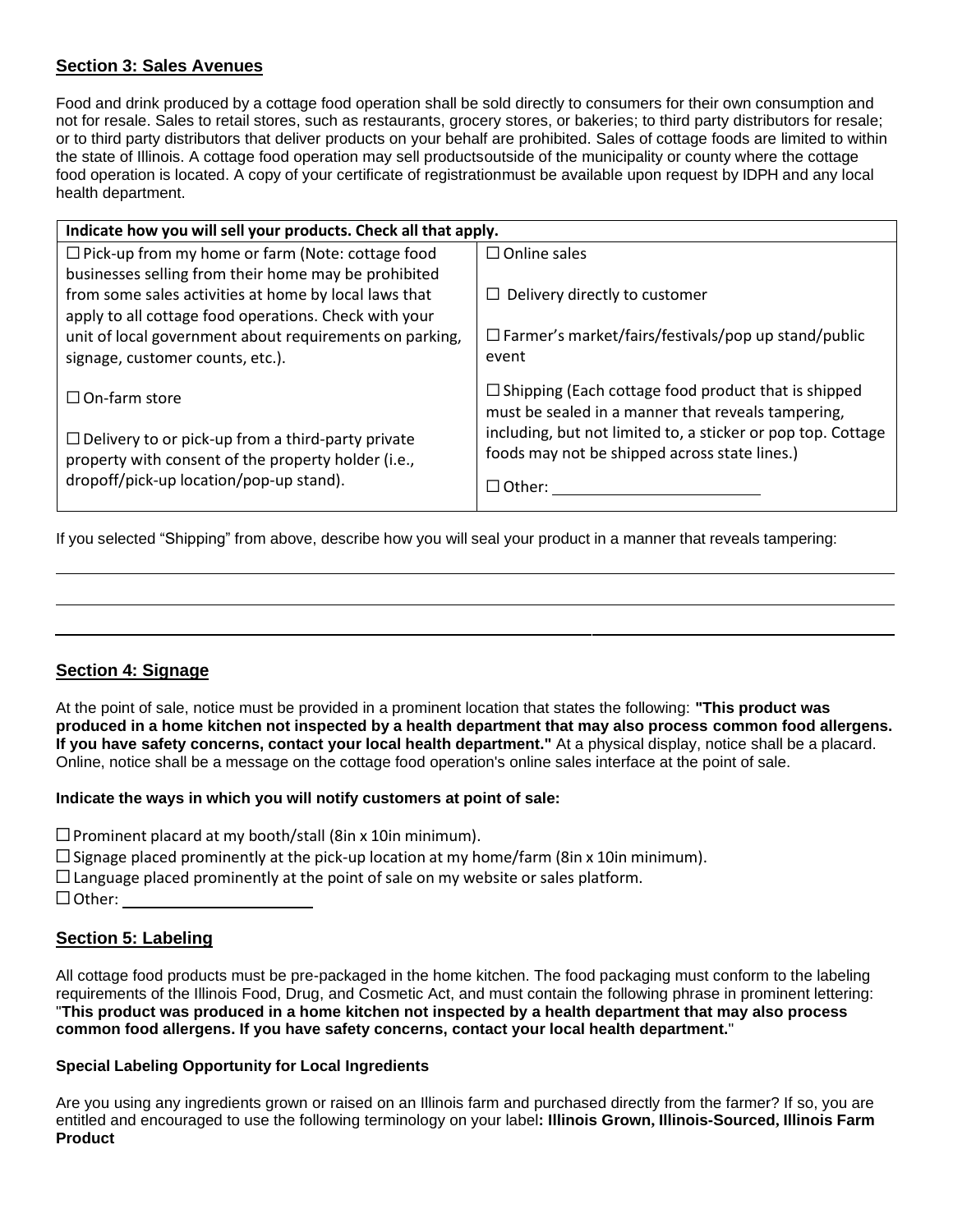## Section 3: Sales Avenues

Food and drink produced by a cottage food operation shall be sold directly to consumers for their own consumption and not for resale. Sales to retail stores, such as restaurants, grocery stores, or bakeries; to third party distributors for resale; or to third party distributors that deliver products on your behalf are prohibited. Sales of cottage foods are limited to within the state of Illinois. A cottage food operation may sell productsoutside of the municipality or county where the cottage food operation is located. A copy of your certificate of registrationmust be available upon request by IDPH and any local health department.

| **Indicate how you will sell your products. Check all that apply.** | |
|---|---|
| ☐ Pick-up from my home or farm (Note: cottage food businesses selling from their home may be prohibited from some sales activities at home by local laws that apply to all cottage food operations. Check with your unit of local government about requirements on parking, signage, customer counts, etc.). | ☐ Online sales<br><br>☐ Delivery directly to customer<br><br>☐ Farmer's market/fairs/festivals/pop up stand/public event |
| ☐ On-farm store<br><br>☐ Delivery to or pick-up from a third-party private property with consent of the property holder (i.e., dropoff/pick-up location/pop-up stand). | ☐ Shipping (Each cottage food product that is shipped must be sealed in a manner that reveals tampering, including, but not limited to, a sticker or pop top. Cottage foods may not be shipped across state lines.)<br><br>☐ Other: ______________________ |

If you selected "Shipping" from above, describe how you will seal your product in a manner that reveals tampering:

________________________________________________________________________________

________________________________________________________________________________

________________________________________________________________________________

## Section 4: Signage

At the point of sale, notice must be provided in a prominent location that states the following: **"This product was produced in a home kitchen not inspected by a health department that may also process common food allergens. If you have safety concerns, contact your local health department."** At a physical display, notice shall be a placard. Online, notice shall be a message on the cottage food operation's online sales interface at the point of sale.

**Indicate the ways in which you will notify customers at point of sale:**

☐ Prominent placard at my booth/stall (8in x 10in minimum).
☐ Signage placed prominently at the pick-up location at my home/farm (8in x 10in minimum).
☐ Language placed prominently at the point of sale on my website or sales platform.
☐ Other: ______________________

## Section 5: Labeling

All cottage food products must be pre-packaged in the home kitchen. The food packaging must conform to the labeling requirements of the Illinois Food, Drug, and Cosmetic Act, and must contain the following phrase in prominent lettering: "**This product was produced in a home kitchen not inspected by a health department that may also process common food allergens. If you have safety concerns, contact your local health department.**"

**Special Labeling Opportunity for Local Ingredients**

Are you using any ingredients grown or raised on an Illinois farm and purchased directly from the farmer? If so, you are entitled and encouraged to use the following terminology on your label**: Illinois Grown, Illinois-Sourced, Illinois Farm Product**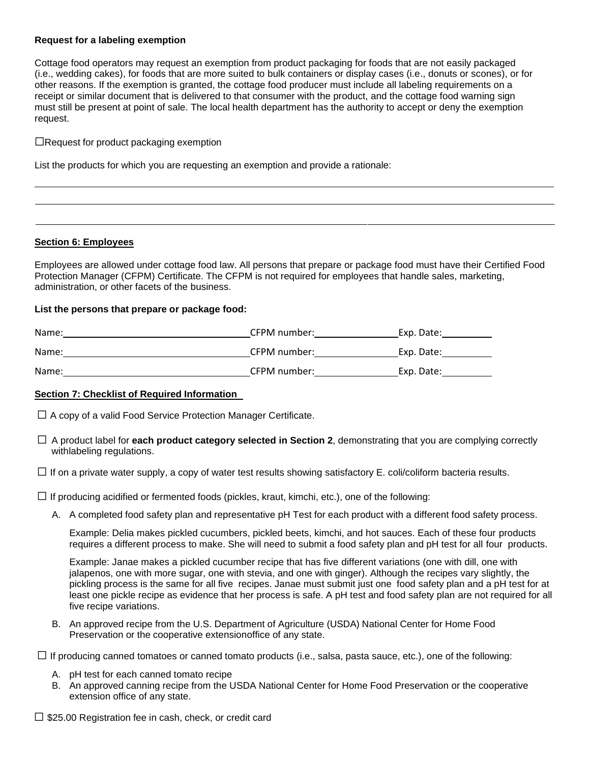**Request for a labeling exemption**

Cottage food operators may request an exemption from product packaging for foods that are not easily packaged (i.e., wedding cakes), for foods that are more suited to bulk containers or display cases (i.e., donuts or scones), or for other reasons. If the exemption is granted, the cottage food producer must include all labeling requirements on a receipt or similar document that is delivered to that consumer with the product, and the cottage food warning sign must still be present at point of sale. The local health department has the authority to accept or deny the exemption request.

☐Request for product packaging exemption

List the products for which you are requesting an exemption and provide a rationale:

______________________________________________________________________________

______________________________________________________________________________

______________________________________________________________________________

**Section 6: Employees**

Employees are allowed under cottage food law. All persons that prepare or package food must have their Certified Food Protection Manager (CFPM) Certificate. The CFPM is not required for employees that handle sales, marketing, administration, or other facets of the business.

**List the persons that prepare or package food:**

Name:\_\_\_\_\_\_\_\_\_\_\_\_\_\_\_\_\_\_\_\_\_\_\_\_\_\_\_\_\_\_ CFPM number:\_\_\_\_\_\_\_\_\_\_\_\_\_\_ Exp. Date:\_\_\_\_\_\_\_\_

Name:\_\_\_\_\_\_\_\_\_\_\_\_\_\_\_\_\_\_\_\_\_\_\_\_\_\_\_\_\_\_ CFPM number:\_\_\_\_\_\_\_\_\_\_\_\_\_\_ Exp. Date:\_\_\_\_\_\_\_\_

Name:\_\_\_\_\_\_\_\_\_\_\_\_\_\_\_\_\_\_\_\_\_\_\_\_\_\_\_\_\_\_ CFPM number:\_\_\_\_\_\_\_\_\_\_\_\_\_\_ Exp. Date:\_\_\_\_\_\_\_\_

**Section 7: Checklist of Required Information**

☐ A copy of a valid Food Service Protection Manager Certificate.

☐ A product label for **each product category selected in Section 2**, demonstrating that you are complying correctly withlabeling regulations.

☐ If on a private water supply, a copy of water test results showing satisfactory E. coli/coliform bacteria results.

☐ If producing acidified or fermented foods (pickles, kraut, kimchi, etc.), one of the following:

A. A completed food safety plan and representative pH Test for each product with a different food safety process.

   Example: Delia makes pickled cucumbers, pickled beets, kimchi, and hot sauces. Each of these four products requires a different process to make. She will need to submit a food safety plan and pH test for all four products.

   Example: Janae makes a pickled cucumber recipe that has five different variations (one with dill, one with jalapenos, one with more sugar, one with stevia, and one with ginger). Although the recipes vary slightly, the pickling process is the same for all five recipes. Janae must submit just one food safety plan and a pH test for at least one pickle recipe as evidence that her process is safe. A pH test and food safety plan are not required for all five recipe variations.

B. An approved recipe from the U.S. Department of Agriculture (USDA) National Center for Home Food Preservation or the cooperative extensionoffice of any state.

☐ If producing canned tomatoes or canned tomato products (i.e., salsa, pasta sauce, etc.), one of the following:

A. pH test for each canned tomato recipe
B. An approved canning recipe from the USDA National Center for Home Food Preservation or the cooperative extension office of any state.

☐ $25.00 Registration fee in cash, check, or credit card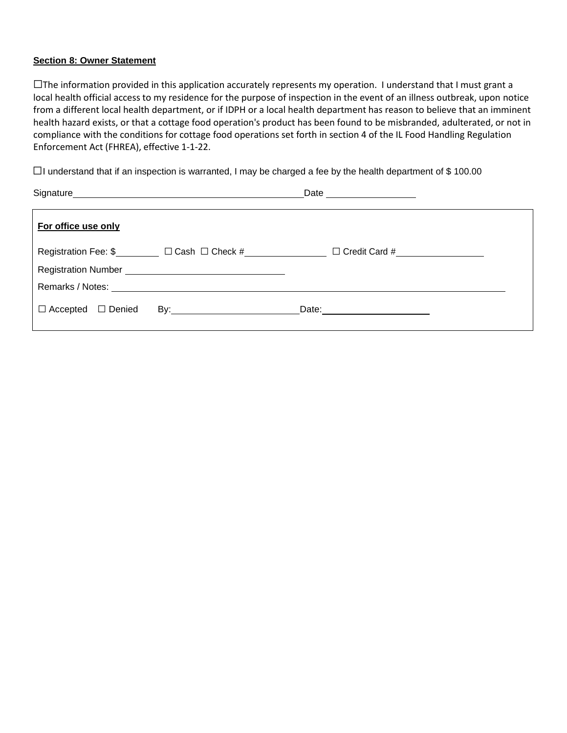**Section 8: Owner Statement**

☐The information provided in this application accurately represents my operation. I understand that I must grant a local health official access to my residence for the purpose of inspection in the event of an illness outbreak, upon notice from a different local health department, or if IDPH or a local health department has reason to believe that an imminent health hazard exists, or that a cottage food operation's product has been found to be misbranded, adulterated, or not in compliance with the conditions for cottage food operations set forth in section 4 of the IL Food Handling Regulation Enforcement Act (FHREA), effective 1-1-22.

☐I understand that if an inspection is warranted, I may be charged a fee by the health department of $ 100.00

Signature\_\_\_\_\_\_\_\_\_\_\_\_\_\_\_\_\_\_\_\_\_\_\_\_\_\_\_\_\_\_\_\_\_\_\_\_\_\_\_\_\_\_\_\_ Date \_\_\_\_\_\_\_\_\_\_\_\_\_\_\_\_\_\_

**For office use only**

Registration Fee: $\_\_\_\_\_\_\_\_\_ ☐ Cash ☐ Check #\_\_\_\_\_\_\_\_\_\_\_\_\_\_\_\_ ☐ Credit Card #\_\_\_\_\_\_\_\_\_\_\_\_\_\_\_\_\_\_

Registration Number \_\_\_\_\_\_\_\_\_\_\_\_\_\_\_\_\_\_\_\_\_\_\_\_\_\_\_\_\_\_\_\_

Remarks / Notes: \_\_\_\_\_\_\_\_\_\_\_\_\_\_\_\_\_\_\_\_\_\_\_\_\_\_\_\_\_\_\_\_\_\_\_\_\_\_\_\_\_\_\_\_\_\_\_\_\_\_\_\_\_\_\_\_\_\_\_\_\_\_\_\_\_\_\_\_\_\_\_\_\_\_\_\_\_\_

☐ Accepted ☐ Denied By:\_\_\_\_\_\_\_\_\_\_\_\_\_\_\_\_\_\_\_\_\_\_\_\_\_\_ Date:\_\_\_\_\_\_\_\_\_\_\_\_\_\_\_\_\_\_\_\_\_\_